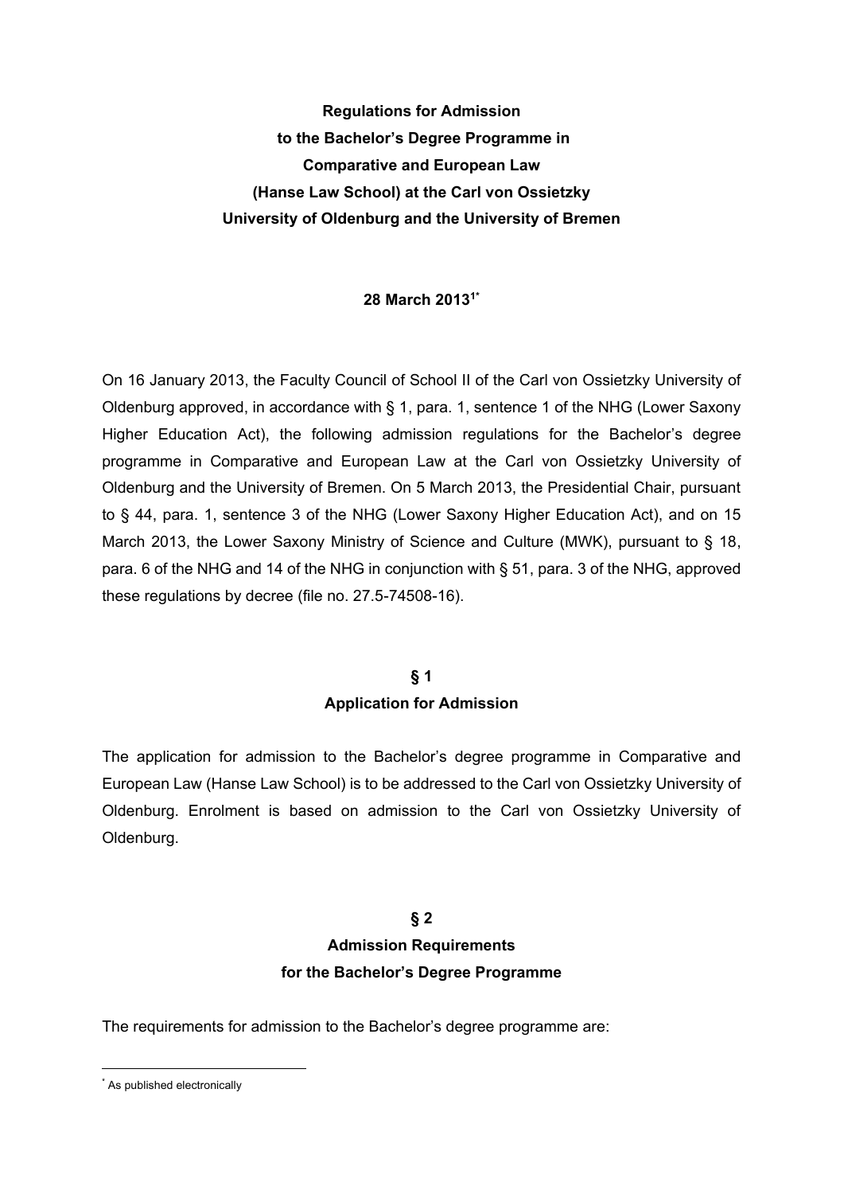# Regulations for Admission to the Bachelor's Degree Programme in Comparative and European Law (Hanse Law School) at the Carl von Ossietzky University of Oldenburg and the University of Bremen

**28 March 2013[1*]**

On 16 January 2013, the Faculty Council of School II of the Carl von Ossietzky University of Oldenburg approved, in accordance with § 1, para. 1, sentence 1 of the NHG (Lower Saxony Higher Education Act), the following admission regulations for the Bachelor's degree programme in Comparative and European Law at the Carl von Ossietzky University of Oldenburg and the University of Bremen. On 5 March 2013, the Presidential Chair, pursuant to § 44, para. 1, sentence 3 of the NHG (Lower Saxony Higher Education Act), and on 15 March 2013, the Lower Saxony Ministry of Science and Culture (MWK), pursuant to § 18, para. 6 of the NHG and 14 of the NHG in conjunction with § 51, para. 3 of the NHG, approved these regulations by decree (file no. 27.5-74508-16).

## § 1
## Application for Admission

The application for admission to the Bachelor's degree programme in Comparative and European Law (Hanse Law School) is to be addressed to the Carl von Ossietzky University of Oldenburg. Enrolment is based on admission to the Carl von Ossietzky University of Oldenburg.

## § 2
## Admission Requirements for the Bachelor's Degree Programme

The requirements for admission to the Bachelor's degree programme are:

---

[*] As published electronically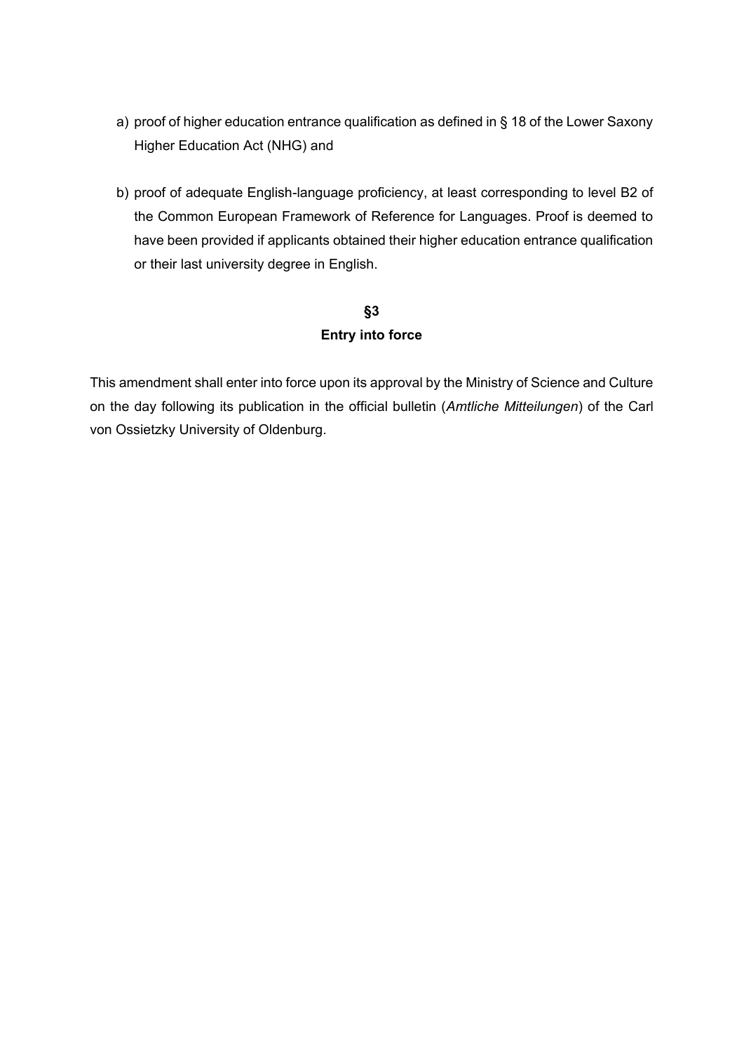a) proof of higher education entrance qualification as defined in § 18 of the Lower Saxony Higher Education Act (NHG) and

b) proof of adequate English-language proficiency, at least corresponding to level B2 of the Common European Framework of Reference for Languages. Proof is deemed to have been provided if applicants obtained their higher education entrance qualification or their last university degree in English.

## §3
## Entry into force

This amendment shall enter into force upon its approval by the Ministry of Science and Culture on the day following its publication in the official bulletin (*Amtliche Mitteilungen*) of the Carl von Ossietzky University of Oldenburg.